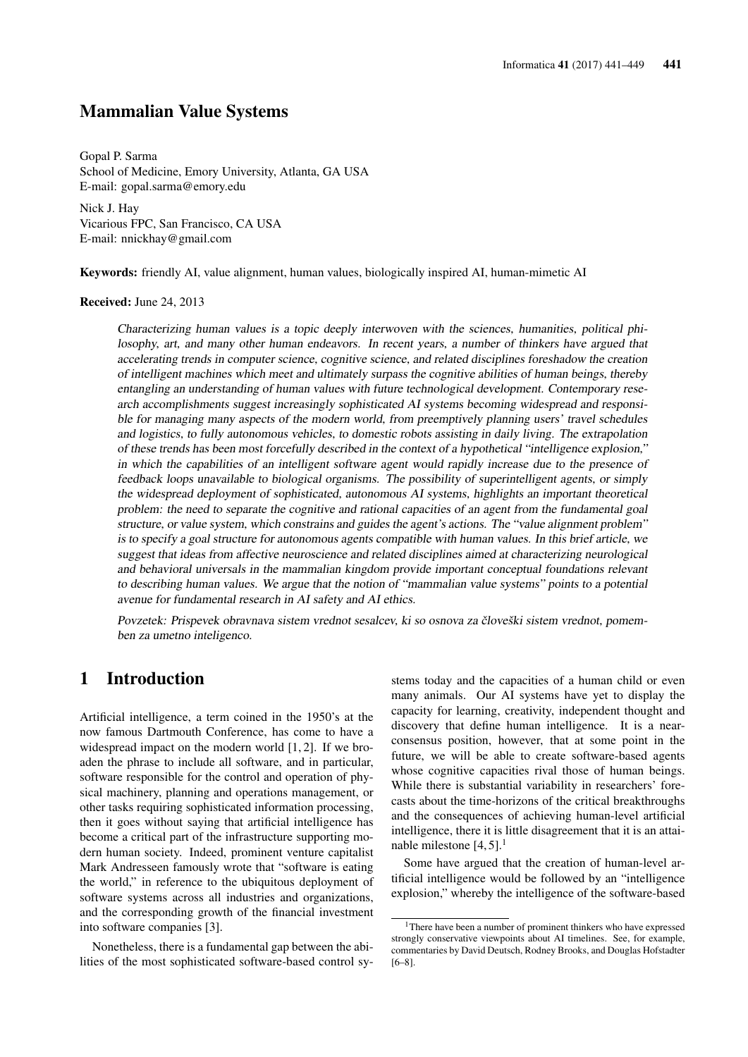# Mammalian Value Systems

Gopal P. Sarma
School of Medicine, Emory University, Atlanta, GA USA
E-mail: gopal.sarma@emory.edu

Nick J. Hay
Vicarious FPC, San Francisco, CA USA
E-mail: nnickhay@gmail.com

**Keywords:** friendly AI, value alignment, human values, biologically inspired AI, human-mimetic AI

**Received:** June 24, 2013

*Characterizing human values is a topic deeply interwoven with the sciences, humanities, political philosophy, art, and many other human endeavors. In recent years, a number of thinkers have argued that accelerating trends in computer science, cognitive science, and related disciplines foreshadow the creation of intelligent machines which meet and ultimately surpass the cognitive abilities of human beings, thereby entangling an understanding of human values with future technological development. Contemporary research accomplishments suggest increasingly sophisticated AI systems becoming widespread and responsible for managing many aspects of the modern world, from preemptively planning users' travel schedules and logistics, to fully autonomous vehicles, to domestic robots assisting in daily living. The extrapolation of these trends has been most forcefully described in the context of a hypothetical "intelligence explosion," in which the capabilities of an intelligent software agent would rapidly increase due to the presence of feedback loops unavailable to biological organisms. The possibility of superintelligent agents, or simply the widespread deployment of sophisticated, autonomous AI systems, highlights an important theoretical problem: the need to separate the cognitive and rational capacities of an agent from the fundamental goal structure, or value system, which constrains and guides the agent's actions. The "value alignment problem" is to specify a goal structure for autonomous agents compatible with human values. In this brief article, we suggest that ideas from affective neuroscience and related disciplines aimed at characterizing neurological and behavioral universals in the mammalian kingdom provide important conceptual foundations relevant to describing human values. We argue that the notion of "mammalian value systems" points to a potential avenue for fundamental research in AI safety and AI ethics.*

*Povzetek: Prispevek obravnava sistem vrednot sesalcev, ki so osnova za človeški sistem vrednot, pomemben za umetno inteligenco.*

## 1 Introduction

Artificial intelligence, a term coined in the 1950's at the now famous Dartmouth Conference, has come to have a widespread impact on the modern world [1, 2]. If we broaden the phrase to include all software, and in particular, software responsible for the control and operation of physical machinery, planning and operations management, or other tasks requiring sophisticated information processing, then it goes without saying that artificial intelligence has become a critical part of the infrastructure supporting modern human society. Indeed, prominent venture capitalist Mark Andresseen famously wrote that "software is eating the world," in reference to the ubiquitous deployment of software systems across all industries and organizations, and the corresponding growth of the financial investment into software companies [3].

Nonetheless, there is a fundamental gap between the abilities of the most sophisticated software-based control systems today and the capacities of a human child or even many animals. Our AI systems have yet to display the capacity for learning, creativity, independent thought and discovery that define human intelligence. It is a near-consensus position, however, that at some point in the future, we will be able to create software-based agents whose cognitive capacities rival those of human beings. While there is substantial variability in researchers' forecasts about the time-horizons of the critical breakthroughs and the consequences of achieving human-level artificial intelligence, there it is little disagreement that it is an attainable milestone [4, 5].[1]

Some have argued that the creation of human-level artificial intelligence would be followed by an "intelligence explosion," whereby the intelligence of the software-based

[1] There have been a number of prominent thinkers who have expressed strongly conservative viewpoints about AI timelines. See, for example, commentaries by David Deutsch, Rodney Brooks, and Douglas Hofstadter [6–8].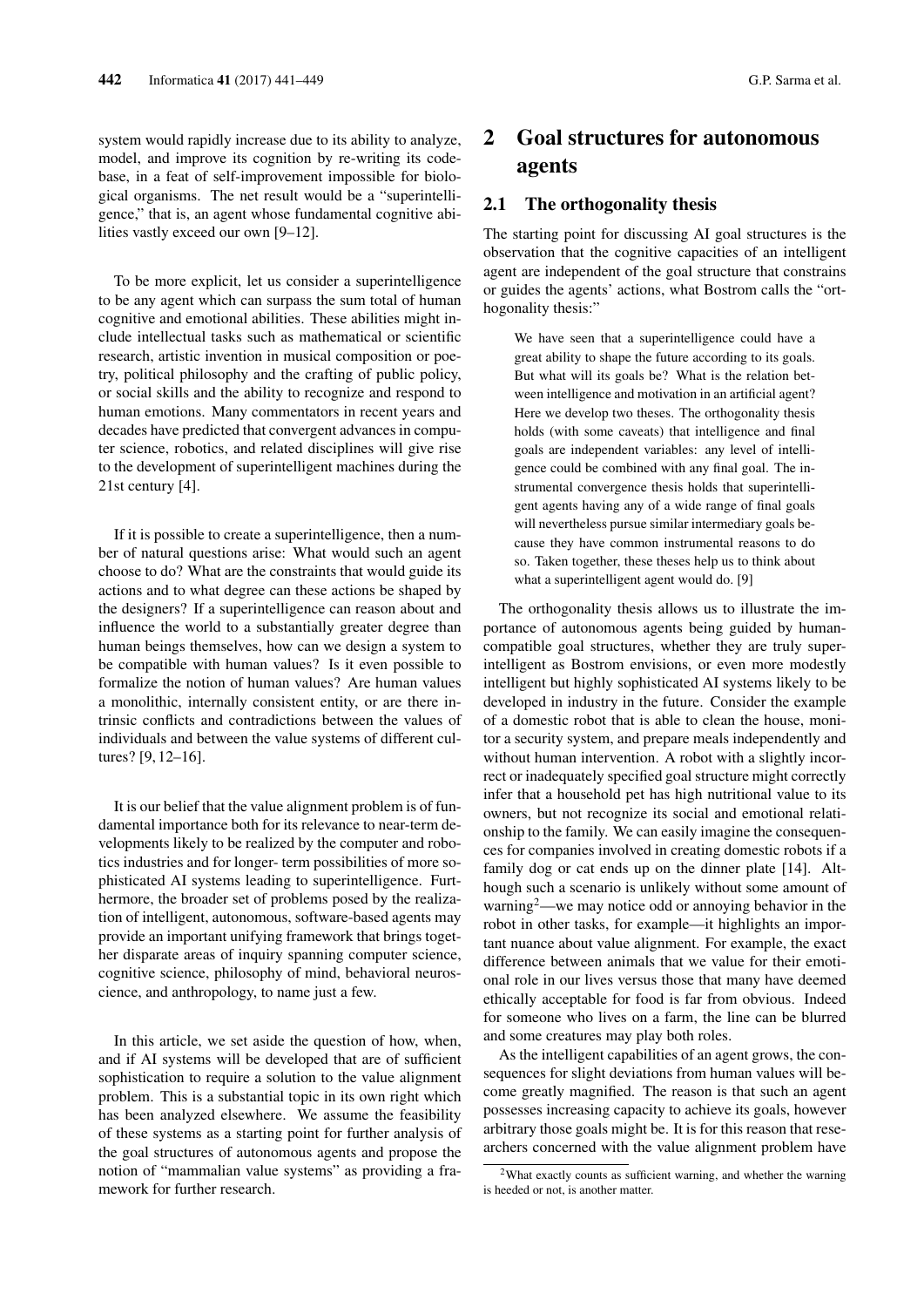system would rapidly increase due to its ability to analyze, model, and improve its cognition by re-writing its codebase, in a feat of self-improvement impossible for biological organisms. The net result would be a "superintelligence," that is, an agent whose fundamental cognitive abilities vastly exceed our own [9–12].

To be more explicit, let us consider a superintelligence to be any agent which can surpass the sum total of human cognitive and emotional abilities. These abilities might include intellectual tasks such as mathematical or scientific research, artistic invention in musical composition or poetry, political philosophy and the crafting of public policy, or social skills and the ability to recognize and respond to human emotions. Many commentators in recent years and decades have predicted that convergent advances in computer science, robotics, and related disciplines will give rise to the development of superintelligent machines during the 21st century [4].

If it is possible to create a superintelligence, then a number of natural questions arise: What would such an agent choose to do? What are the constraints that would guide its actions and to what degree can these actions be shaped by the designers? If a superintelligence can reason about and influence the world to a substantially greater degree than human beings themselves, how can we design a system to be compatible with human values? Is it even possible to formalize the notion of human values? Are human values a monolithic, internally consistent entity, or are there intrinsic conflicts and contradictions between the values of individuals and between the value systems of different cultures? [9, 12–16].

It is our belief that the value alignment problem is of fundamental importance both for its relevance to near-term developments likely to be realized by the computer and robotics industries and for longer- term possibilities of more sophisticated AI systems leading to superintelligence. Furthermore, the broader set of problems posed by the realization of intelligent, autonomous, software-based agents may provide an important unifying framework that brings together disparate areas of inquiry spanning computer science, cognitive science, philosophy of mind, behavioral neuroscience, and anthropology, to name just a few.

In this article, we set aside the question of how, when, and if AI systems will be developed that are of sufficient sophistication to require a solution to the value alignment problem. This is a substantial topic in its own right which has been analyzed elsewhere. We assume the feasibility of these systems as a starting point for further analysis of the goal structures of autonomous agents and propose the notion of "mammalian value systems" as providing a framework for further research.

## 2 Goal structures for autonomous agents

### 2.1 The orthogonality thesis

The starting point for discussing AI goal structures is the observation that the cognitive capacities of an intelligent agent are independent of the goal structure that constrains or guides the agents' actions, what Bostrom calls the "orthogonality thesis:"

> We have seen that a superintelligence could have a great ability to shape the future according to its goals. But what will its goals be? What is the relation between intelligence and motivation in an artificial agent? Here we develop two theses. The orthogonality thesis holds (with some caveats) that intelligence and final goals are independent variables: any level of intelligence could be combined with any final goal. The instrumental convergence thesis holds that superintelligent agents having any of a wide range of final goals will nevertheless pursue similar intermediary goals because they have common instrumental reasons to do so. Taken together, these theses help us to think about what a superintelligent agent would do. [9]

The orthogonality thesis allows us to illustrate the importance of autonomous agents being guided by human-compatible goal structures, whether they are truly superintelligent as Bostrom envisions, or even more modestly intelligent but highly sophisticated AI systems likely to be developed in industry in the future. Consider the example of a domestic robot that is able to clean the house, monitor a security system, and prepare meals independently and without human intervention. A robot with a slightly incorrect or inadequately specified goal structure might correctly infer that a household pet has high nutritional value to its owners, but not recognize its social and emotional relationship to the family. We can easily imagine the consequences for companies involved in creating domestic robots if a family dog or cat ends up on the dinner plate [14]. Although such a scenario is unlikely without some amount of warning[2]—we may notice odd or annoying behavior in the robot in other tasks, for example—it highlights an important nuance about value alignment. For example, the exact difference between animals that we value for their emotional role in our lives versus those that many have deemed ethically acceptable for food is far from obvious. Indeed for someone who lives on a farm, the line can be blurred and some creatures may play both roles.

As the intelligent capabilities of an agent grows, the consequences for slight deviations from human values will become greatly magnified. The reason is that such an agent possesses increasing capacity to achieve its goals, however arbitrary those goals might be. It is for this reason that researchers concerned with the value alignment problem have

[2] What exactly counts as sufficient warning, and whether the warning is heeded or not, is another matter.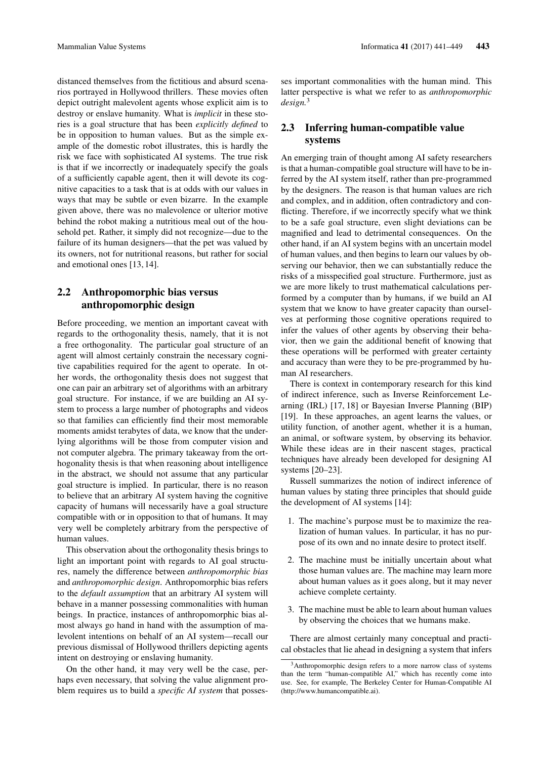distanced themselves from the fictitious and absurd scenarios portrayed in Hollywood thrillers. These movies often depict outright malevolent agents whose explicit aim is to destroy or enslave humanity. What is *implicit* in these stories is a goal structure that has been *explicitly defined* to be in opposition to human values. But as the simple example of the domestic robot illustrates, this is hardly the risk we face with sophisticated AI systems. The true risk is that if we incorrectly or inadequately specify the goals of a sufficiently capable agent, then it will devote its cognitive capacities to a task that is at odds with our values in ways that may be subtle or even bizarre. In the example given above, there was no malevolence or ulterior motive behind the robot making a nutritious meal out of the household pet. Rather, it simply did not recognize—due to the failure of its human designers—that the pet was valued by its owners, not for nutritional reasons, but rather for social and emotional ones [13, 14].

## 2.2 Anthropomorphic bias versus anthropomorphic design

Before proceeding, we mention an important caveat with regards to the orthogonality thesis, namely, that it is not a free orthogonality. The particular goal structure of an agent will almost certainly constrain the necessary cognitive capabilities required for the agent to operate. In other words, the orthogonality thesis does not suggest that one can pair an arbitrary set of algorithms with an arbitrary goal structure. For instance, if we are building an AI system to process a large number of photographs and videos so that families can efficiently find their most memorable moments amidst terabytes of data, we know that the underlying algorithms will be those from computer vision and not computer algebra. The primary takeaway from the orthogonality thesis is that when reasoning about intelligence in the abstract, we should not assume that any particular goal structure is implied. In particular, there is no reason to believe that an arbitrary AI system having the cognitive capacity of humans will necessarily have a goal structure compatible with or in opposition to that of humans. It may very well be completely arbitrary from the perspective of human values.

This observation about the orthogonality thesis brings to light an important point with regards to AI goal structures, namely the difference between *anthropomorphic bias* and *anthropomorphic design*. Anthropomorphic bias refers to the *default assumption* that an arbitrary AI system will behave in a manner possessing commonalities with human beings. In practice, instances of anthropomorphic bias almost always go hand in hand with the assumption of malevolent intentions on behalf of an AI system—recall our previous dismissal of Hollywood thrillers depicting agents intent on destroying or enslaving humanity.

On the other hand, it may very well be the case, perhaps even necessary, that solving the value alignment problem requires us to build a *specific AI system* that possesses important commonalities with the human mind. This latter perspective is what we refer to as *anthropomorphic design.*[3]

## 2.3 Inferring human-compatible value systems

An emerging train of thought among AI safety researchers is that a human-compatible goal structure will have to be inferred by the AI system itself, rather than pre-programmed by the designers. The reason is that human values are rich and complex, and in addition, often contradictory and conflicting. Therefore, if we incorrectly specify what we think to be a safe goal structure, even slight deviations can be magnified and lead to detrimental consequences. On the other hand, if an AI system begins with an uncertain model of human values, and then begins to learn our values by observing our behavior, then we can substantially reduce the risks of a misspecified goal structure. Furthermore, just as we are more likely to trust mathematical calculations performed by a computer than by humans, if we build an AI system that we know to have greater capacity than ourselves at performing those cognitive operations required to infer the values of other agents by observing their behavior, then we gain the additional benefit of knowing that these operations will be performed with greater certainty and accuracy than were they to be pre-programmed by human AI researchers.

There is context in contemporary research for this kind of indirect inference, such as Inverse Reinforcement Learning (IRL) [17, 18] or Bayesian Inverse Planning (BIP) [19]. In these approaches, an agent learns the values, or utility function, of another agent, whether it is a human, an animal, or software system, by observing its behavior. While these ideas are in their nascent stages, practical techniques have already been developed for designing AI systems [20–23].

Russell summarizes the notion of indirect inference of human values by stating three principles that should guide the development of AI systems [14]:

1. The machine's purpose must be to maximize the realization of human values. In particular, it has no purpose of its own and no innate desire to protect itself.
2. The machine must be initially uncertain about what those human values are. The machine may learn more about human values as it goes along, but it may never achieve complete certainty.
3. The machine must be able to learn about human values by observing the choices that we humans make.

There are almost certainly many conceptual and practical obstacles that lie ahead in designing a system that infers

[3] Anthropomorphic design refers to a more narrow class of systems than the term "human-compatible AI," which has recently come into use. See, for example, The Berkeley Center for Human-Compatible AI (http://www.humancompatible.ai).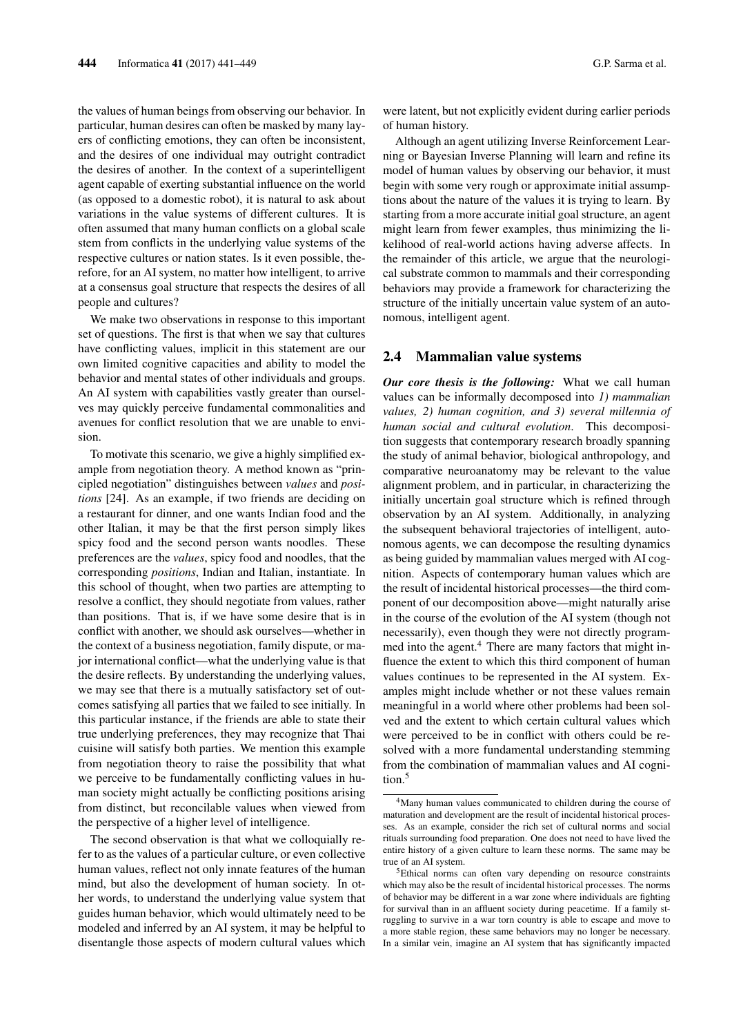the values of human beings from observing our behavior. In particular, human desires can often be masked by many layers of conflicting emotions, they can often be inconsistent, and the desires of one individual may outright contradict the desires of another. In the context of a superintelligent agent capable of exerting substantial influence on the world (as opposed to a domestic robot), it is natural to ask about variations in the value systems of different cultures. It is often assumed that many human conflicts on a global scale stem from conflicts in the underlying value systems of the respective cultures or nation states. Is it even possible, therefore, for an AI system, no matter how intelligent, to arrive at a consensus goal structure that respects the desires of all people and cultures?

We make two observations in response to this important set of questions. The first is that when we say that cultures have conflicting values, implicit in this statement are our own limited cognitive capacities and ability to model the behavior and mental states of other individuals and groups. An AI system with capabilities vastly greater than ourselves may quickly perceive fundamental commonalities and avenues for conflict resolution that we are unable to envision.

To motivate this scenario, we give a highly simplified example from negotiation theory. A method known as "principled negotiation" distinguishes between *values* and *positions* [24]. As an example, if two friends are deciding on a restaurant for dinner, and one wants Indian food and the other Italian, it may be that the first person simply likes spicy food and the second person wants noodles. These preferences are the *values*, spicy food and noodles, that the corresponding *positions*, Indian and Italian, instantiate. In this school of thought, when two parties are attempting to resolve a conflict, they should negotiate from values, rather than positions. That is, if we have some desire that is in conflict with another, we should ask ourselves—whether in the context of a business negotiation, family dispute, or major international conflict—what the underlying value is that the desire reflects. By understanding the underlying values, we may see that there is a mutually satisfactory set of outcomes satisfying all parties that we failed to see initially. In this particular instance, if the friends are able to state their true underlying preferences, they may recognize that Thai cuisine will satisfy both parties. We mention this example from negotiation theory to raise the possibility that what we perceive to be fundamentally conflicting values in human society might actually be conflicting positions arising from distinct, but reconcilable values when viewed from the perspective of a higher level of intelligence.

The second observation is that what we colloquially refer to as the values of a particular culture, or even collective human values, reflect not only innate features of the human mind, but also the development of human society. In other words, to understand the underlying value system that guides human behavior, which would ultimately need to be modeled and inferred by an AI system, it may be helpful to disentangle those aspects of modern cultural values which were latent, but not explicitly evident during earlier periods of human history.

Although an agent utilizing Inverse Reinforcement Learning or Bayesian Inverse Planning will learn and refine its model of human values by observing our behavior, it must begin with some very rough or approximate initial assumptions about the nature of the values it is trying to learn. By starting from a more accurate initial goal structure, an agent might learn from fewer examples, thus minimizing the likelihood of real-world actions having adverse affects. In the remainder of this article, we argue that the neurological substrate common to mammals and their corresponding behaviors may provide a framework for characterizing the structure of the initially uncertain value system of an autonomous, intelligent agent.

## 2.4 Mammalian value systems

***Our core thesis is the following:*** What we call human values can be informally decomposed into *1) mammalian values, 2) human cognition, and 3) several millennia of human social and cultural evolution*. This decomposition suggests that contemporary research broadly spanning the study of animal behavior, biological anthropology, and comparative neuroanatomy may be relevant to the value alignment problem, and in particular, in characterizing the initially uncertain goal structure which is refined through observation by an AI system. Additionally, in analyzing the subsequent behavioral trajectories of intelligent, autonomous agents, we can decompose the resulting dynamics as being guided by mammalian values merged with AI cognition. Aspects of contemporary human values which are the result of incidental historical processes—the third component of our decomposition above—might naturally arise in the course of the evolution of the AI system (though not necessarily), even though they were not directly programmed into the agent.[4] There are many factors that might influence the extent to which this third component of human values continues to be represented in the AI system. Examples might include whether or not these values remain meaningful in a world where other problems had been solved and the extent to which certain cultural values which were perceived to be in conflict with others could be resolved with a more fundamental understanding stemming from the combination of mammalian values and AI cognition.[5]

[4] Many human values communicated to children during the course of maturation and development are the result of incidental historical processes. As an example, consider the rich set of cultural norms and social rituals surrounding food preparation. One does not need to have lived the entire history of a given culture to learn these norms. The same may be true of an AI system.

[5] Ethical norms can often vary depending on resource constraints which may also be the result of incidental historical processes. The norms of behavior may be different in a war zone where individuals are fighting for survival than in an affluent society during peacetime. If a family struggling to survive in a war torn country is able to escape and move to a more stable region, these same behaviors may no longer be necessary. In a similar vein, imagine an AI system that has significantly impacted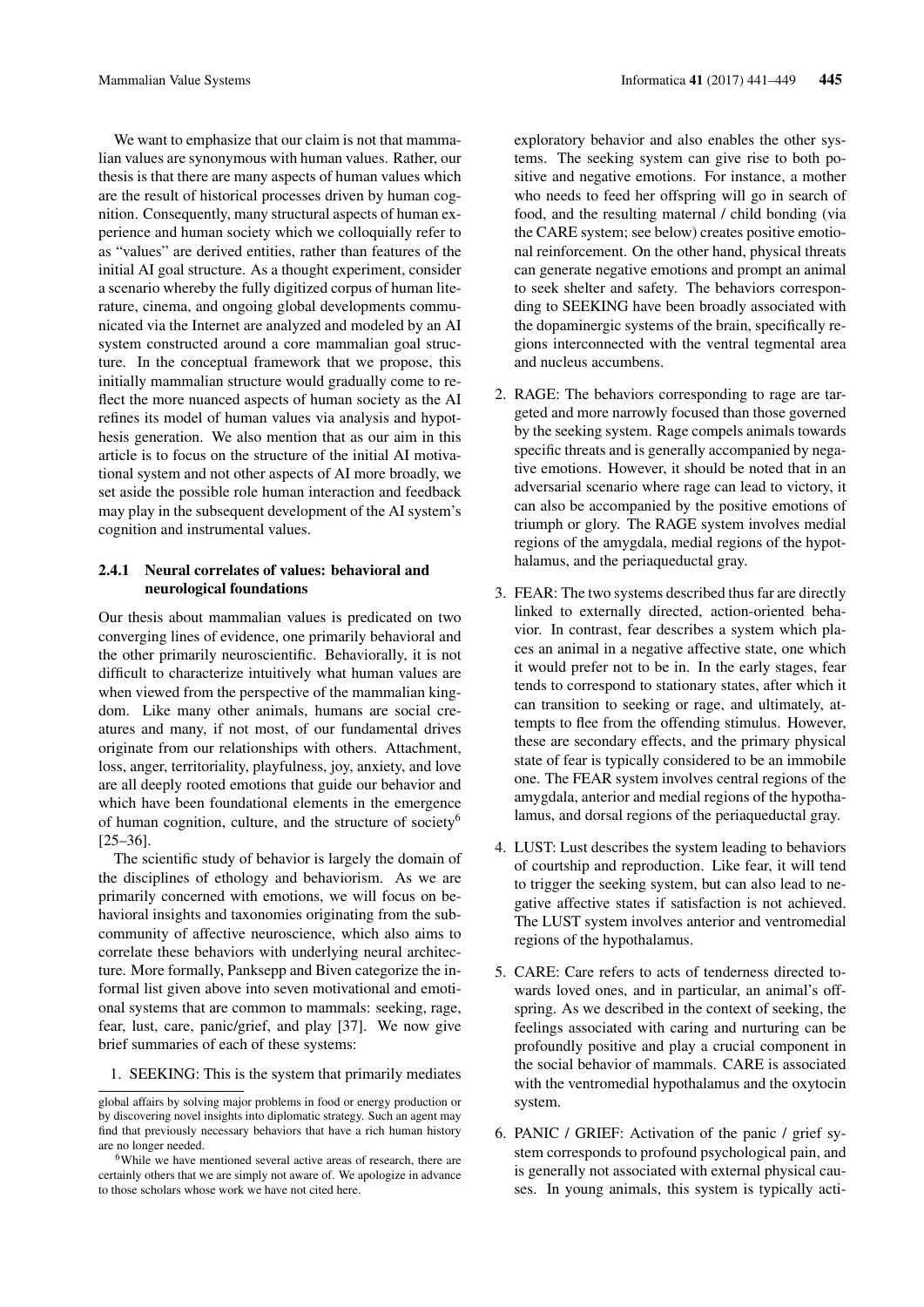We want to emphasize that our claim is not that mammalian values are synonymous with human values. Rather, our thesis is that there are many aspects of human values which are the result of historical processes driven by human cognition. Consequently, many structural aspects of human experience and human society which we colloquially refer to as "values" are derived entities, rather than features of the initial AI goal structure. As a thought experiment, consider a scenario whereby the fully digitized corpus of human literature, cinema, and ongoing global developments communicated via the Internet are analyzed and modeled by an AI system constructed around a core mammalian goal structure. In the conceptual framework that we propose, this initially mammalian structure would gradually come to reflect the more nuanced aspects of human society as the AI refines its model of human values via analysis and hypothesis generation. We also mention that as our aim in this article is to focus on the structure of the initial AI motivational system and not other aspects of AI more broadly, we set aside the possible role human interaction and feedback may play in the subsequent development of the AI system's cognition and instrumental values.

#### 2.4.1 Neural correlates of values: behavioral and neurological foundations

Our thesis about mammalian values is predicated on two converging lines of evidence, one primarily behavioral and the other primarily neuroscientific. Behaviorally, it is not difficult to characterize intuitively what human values are when viewed from the perspective of the mammalian kingdom. Like many other animals, humans are social creatures and many, if not most, of our fundamental drives originate from our relationships with others. Attachment, loss, anger, territoriality, playfulness, joy, anxiety, and love are all deeply rooted emotions that guide our behavior and which have been foundational elements in the emergence of human cognition, culture, and the structure of society[6] [25–36].

The scientific study of behavior is largely the domain of the disciplines of ethology and behaviorism. As we are primarily concerned with emotions, we will focus on behavioral insights and taxonomies originating from the subcommunity of affective neuroscience, which also aims to correlate these behaviors with underlying neural architecture. More formally, Panksepp and Biven categorize the informal list given above into seven motivational and emotional systems that are common to mammals: seeking, rage, fear, lust, care, panic/grief, and play [37]. We now give brief summaries of each of these systems:

1. SEEKING: This is the system that primarily mediates exploratory behavior and also enables the other systems. The seeking system can give rise to both positive and negative emotions. For instance, a mother who needs to feed her offspring will go in search of food, and the resulting maternal / child bonding (via the CARE system; see below) creates positive emotional reinforcement. On the other hand, physical threats can generate negative emotions and prompt an animal to seek shelter and safety. The behaviors corresponding to SEEKING have been broadly associated with the dopaminergic systems of the brain, specifically regions interconnected with the ventral tegmental area and nucleus accumbens.

2. RAGE: The behaviors corresponding to rage are targeted and more narrowly focused than those governed by the seeking system. Rage compels animals towards specific threats and is generally accompanied by negative emotions. However, it should be noted that in an adversarial scenario where rage can lead to victory, it can also be accompanied by the positive emotions of triumph or glory. The RAGE system involves medial regions of the amygdala, medial regions of the hypothalamus, and the periaqueductal gray.

3. FEAR: The two systems described thus far are directly linked to externally directed, action-oriented behavior. In contrast, fear describes a system which places an animal in a negative affective state, one which it would prefer not to be in. In the early stages, fear tends to correspond to stationary states, after which it can transition to seeking or rage, and ultimately, attempts to flee from the offending stimulus. However, these are secondary effects, and the primary physical state of fear is typically considered to be an immobile one. The FEAR system involves central regions of the amygdala, anterior and medial regions of the hypothalamus, and dorsal regions of the periaqueductal gray.

4. LUST: Lust describes the system leading to behaviors of courtship and reproduction. Like fear, it will tend to trigger the seeking system, but can also lead to negative affective states if satisfaction is not achieved. The LUST system involves anterior and ventromedial regions of the hypothalamus.

5. CARE: Care refers to acts of tenderness directed towards loved ones, and in particular, an animal's offspring. As we described in the context of seeking, the feelings associated with caring and nurturing can be profoundly positive and play a crucial component in the social behavior of mammals. CARE is associated with the ventromedial hypothalamus and the oxytocin system.

6. PANIC / GRIEF: Activation of the panic / grief system corresponds to profound psychological pain, and is generally not associated with external physical causes. In young animals, this system is typically acti-

---

global affairs by solving major problems in food or energy production or by discovering novel insights into diplomatic strategy. Such an agent may find that previously necessary behaviors that have a rich human history are no longer needed.

[6] While we have mentioned several active areas of research, there are certainly others that we are simply not aware of. We apologize in advance to those scholars whose work we have not cited here.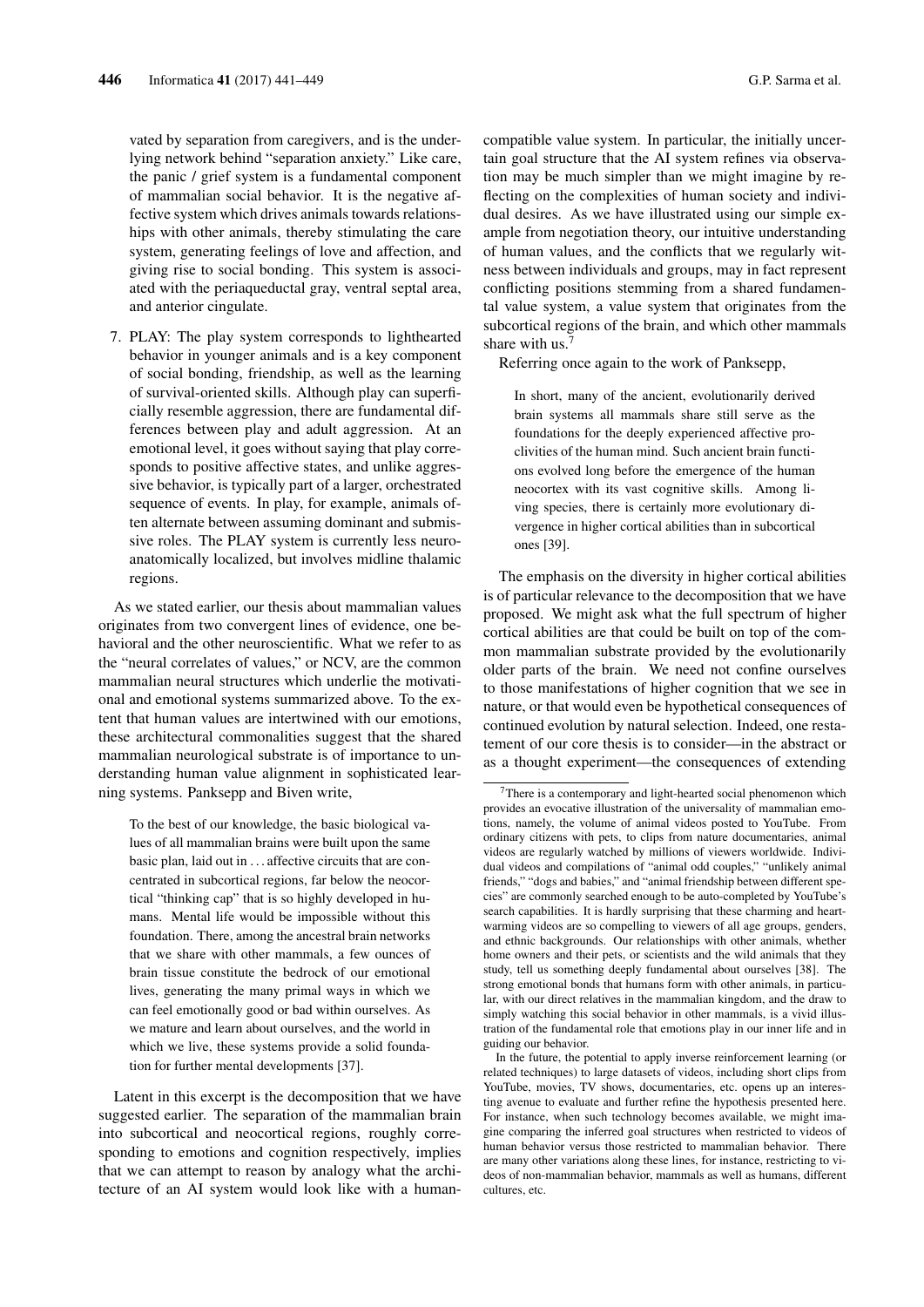vated by separation from caregivers, and is the underlying network behind "separation anxiety." Like care, the panic / grief system is a fundamental component of mammalian social behavior. It is the negative affective system which drives animals towards relationships with other animals, thereby stimulating the care system, generating feelings of love and affection, and giving rise to social bonding. This system is associated with the periaqueductal gray, ventral septal area, and anterior cingulate.

7. PLAY: The play system corresponds to lighthearted behavior in younger animals and is a key component of social bonding, friendship, as well as the learning of survival-oriented skills. Although play can superficially resemble aggression, there are fundamental differences between play and adult aggression. At an emotional level, it goes without saying that play corresponds to positive affective states, and unlike aggressive behavior, is typically part of a larger, orchestrated sequence of events. In play, for example, animals often alternate between assuming dominant and submissive roles. The PLAY system is currently less neuroanatomically localized, but involves midline thalamic regions.

As we stated earlier, our thesis about mammalian values originates from two convergent lines of evidence, one behavioral and the other neuroscientific. What we refer to as the "neural correlates of values," or NCV, are the common mammalian neural structures which underlie the motivational and emotional systems summarized above. To the extent that human values are intertwined with our emotions, these architectural commonalities suggest that the shared mammalian neurological substrate is of importance to understanding human value alignment in sophisticated learning systems. Panksepp and Biven write,

> To the best of our knowledge, the basic biological values of all mammalian brains were built upon the same basic plan, laid out in ... affective circuits that are concentrated in subcortical regions, far below the neocortical "thinking cap" that is so highly developed in humans. Mental life would be impossible without this foundation. There, among the ancestral brain networks that we share with other mammals, a few ounces of brain tissue constitute the bedrock of our emotional lives, generating the many primal ways in which we can feel emotionally good or bad within ourselves. As we mature and learn about ourselves, and the world in which we live, these systems provide a solid foundation for further mental developments [37].

Latent in this excerpt is the decomposition that we have suggested earlier. The separation of the mammalian brain into subcortical and neocortical regions, roughly corresponding to emotions and cognition respectively, implies that we can attempt to reason by analogy what the architecture of an AI system would look like with a human-compatible value system. In particular, the initially uncertain goal structure that the AI system refines via observation may be much simpler than we might imagine by reflecting on the complexities of human society and individual desires. As we have illustrated using our simple example from negotiation theory, our intuitive understanding of human values, and the conflicts that we regularly witness between individuals and groups, may in fact represent conflicting positions stemming from a shared fundamental value system, a value system that originates from the subcortical regions of the brain, and which other mammals share with us.[7]

Referring once again to the work of Panksepp,

> In short, many of the ancient, evolutionarily derived brain systems all mammals share still serve as the foundations for the deeply experienced affective proclivities of the human mind. Such ancient brain functions evolved long before the emergence of the human neocortex with its vast cognitive skills. Among living species, there is certainly more evolutionary divergence in higher cortical abilities than in subcortical ones [39].

The emphasis on the diversity in higher cortical abilities is of particular relevance to the decomposition that we have proposed. We might ask what the full spectrum of higher cortical abilities are that could be built on top of the common mammalian substrate provided by the evolutionarily older parts of the brain. We need not confine ourselves to those manifestations of higher cognition that we see in nature, or that would even be hypothetical consequences of continued evolution by natural selection. Indeed, one restatement of our core thesis is to consider—in the abstract or as a thought experiment—the consequences of extending

[7] There is a contemporary and light-hearted social phenomenon which provides an evocative illustration of the universality of mammalian emotions, namely, the volume of animal videos posted to YouTube. From ordinary citizens with pets, to clips from nature documentaries, animal videos are regularly watched by millions of viewers worldwide. Individual videos and compilations of "animal odd couples," "unlikely animal friends," "dogs and babies," and "animal friendship between different species" are commonly searched enough to be auto-completed by YouTube's search capabilities. It is hardly surprising that these charming and heartwarming videos are so compelling to viewers of all age groups, genders, and ethnic backgrounds. Our relationships with other animals, whether home owners and their pets, or scientists and the wild animals that they study, tell us something deeply fundamental about ourselves [38]. The strong emotional bonds that humans form with other animals, in particular, with our direct relatives in the mammalian kingdom, and the draw to simply watching this social behavior in other mammals, is a vivid illustration of the fundamental role that emotions play in our inner life and in guiding our behavior.

In the future, the potential to apply inverse reinforcement learning (or related techniques) to large datasets of videos, including short clips from YouTube, movies, TV shows, documentaries, etc. opens up an interesting avenue to evaluate and further refine the hypothesis presented here. For instance, when such technology becomes available, we might imagine comparing the inferred goal structures when restricted to videos of human behavior versus those restricted to mammalian behavior. There are many other variations along these lines, for instance, restricting to videos of non-mammalian behavior, mammals as well as humans, different cultures, etc.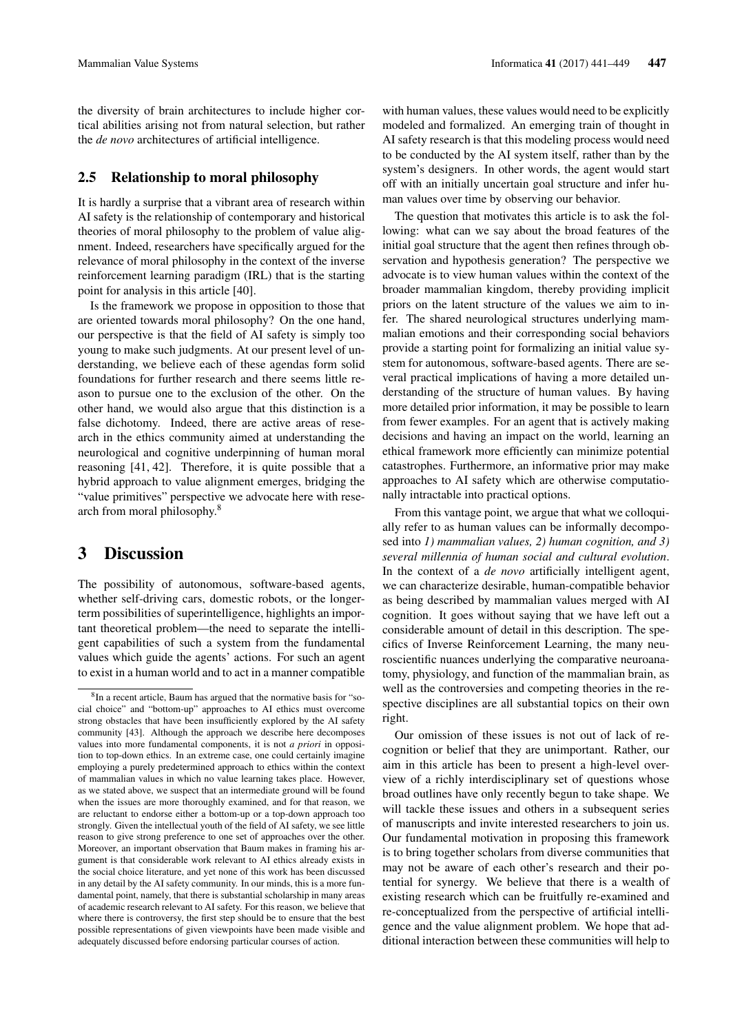the diversity of brain architectures to include higher cortical abilities arising not from natural selection, but rather the *de novo* architectures of artificial intelligence.

### 2.5 Relationship to moral philosophy

It is hardly a surprise that a vibrant area of research within AI safety is the relationship of contemporary and historical theories of moral philosophy to the problem of value alignment. Indeed, researchers have specifically argued for the relevance of moral philosophy in the context of the inverse reinforcement learning paradigm (IRL) that is the starting point for analysis in this article [40].

Is the framework we propose in opposition to those that are oriented towards moral philosophy? On the one hand, our perspective is that the field of AI safety is simply too young to make such judgments. At our present level of understanding, we believe each of these agendas form solid foundations for further research and there seems little reason to pursue one to the exclusion of the other. On the other hand, we would also argue that this distinction is a false dichotomy. Indeed, there are active areas of research in the ethics community aimed at understanding the neurological and cognitive underpinning of human moral reasoning [41, 42]. Therefore, it is quite possible that a hybrid approach to value alignment emerges, bridging the "value primitives" perspective we advocate here with research from moral philosophy.[8]

## 3 Discussion

The possibility of autonomous, software-based agents, whether self-driving cars, domestic robots, or the longer-term possibilities of superintelligence, highlights an important theoretical problem—the need to separate the intelligent capabilities of such a system from the fundamental values which guide the agents' actions. For such an agent to exist in a human world and to act in a manner compatible with human values, these values would need to be explicitly modeled and formalized. An emerging train of thought in AI safety research is that this modeling process would need to be conducted by the AI system itself, rather than by the system's designers. In other words, the agent would start off with an initially uncertain goal structure and infer human values over time by observing our behavior.

The question that motivates this article is to ask the following: what can we say about the broad features of the initial goal structure that the agent then refines through observation and hypothesis generation? The perspective we advocate is to view human values within the context of the broader mammalian kingdom, thereby providing implicit priors on the latent structure of the values we aim to infer. The shared neurological structures underlying mammalian emotions and their corresponding social behaviors provide a starting point for formalizing an initial value system for autonomous, software-based agents. There are several practical implications of having a more detailed understanding of the structure of human values. By having more detailed prior information, it may be possible to learn from fewer examples. For an agent that is actively making decisions and having an impact on the world, learning an ethical framework more efficiently can minimize potential catastrophes. Furthermore, an informative prior may make approaches to AI safety which are otherwise computationally intractable into practical options.

From this vantage point, we argue that what we colloquially refer to as human values can be informally decomposed into *1) mammalian values, 2) human cognition, and 3) several millennia of human social and cultural evolution*. In the context of a *de novo* artificially intelligent agent, we can characterize desirable, human-compatible behavior as being described by mammalian values merged with AI cognition. It goes without saying that we have left out a considerable amount of detail in this description. The specifics of Inverse Reinforcement Learning, the many neuroscientific nuances underlying the comparative neuroanatomy, physiology, and function of the mammalian brain, as well as the controversies and competing theories in the respective disciplines are all substantial topics on their own right.

Our omission of these issues is not out of lack of recognition or belief that they are unimportant. Rather, our aim in this article has been to present a high-level overview of a richly interdisciplinary set of questions whose broad outlines have only recently begun to take shape. We will tackle these issues and others in a subsequent series of manuscripts and invite interested researchers to join us. Our fundamental motivation in proposing this framework is to bring together scholars from diverse communities that may not be aware of each other's research and their potential for synergy. We believe that there is a wealth of existing research which can be fruitfully re-examined and re-conceptualized from the perspective of artificial intelligence and the value alignment problem. We hope that additional interaction between these communities will help to

---

[8] In a recent article, Baum has argued that the normative basis for "social choice" and "bottom-up" approaches to AI ethics must overcome strong obstacles that have been insufficiently explored by the AI safety community [43]. Although the approach we describe here decomposes values into more fundamental components, it is not *a priori* in opposition to top-down ethics. In an extreme case, one could certainly imagine employing a purely predetermined approach to ethics within the context of mammalian values in which no value learning takes place. However, as we stated above, we suspect that an intermediate ground will be found when the issues are more thoroughly examined, and for that reason, we are reluctant to endorse either a bottom-up or a top-down approach too strongly. Given the intellectual youth of the field of AI safety, we see little reason to give strong preference to one set of approaches over the other. Moreover, an important observation that Baum makes in framing his argument is that considerable work relevant to AI ethics already exists in the social choice literature, and yet none of this work has been discussed in any detail by the AI safety community. In our minds, this is a more fundamental point, namely, that there is substantial scholarship in many areas of academic research relevant to AI safety. For this reason, we believe that where there is controversy, the first step should be to ensure that the best possible representations of given viewpoints have been made visible and adequately discussed before endorsing particular courses of action.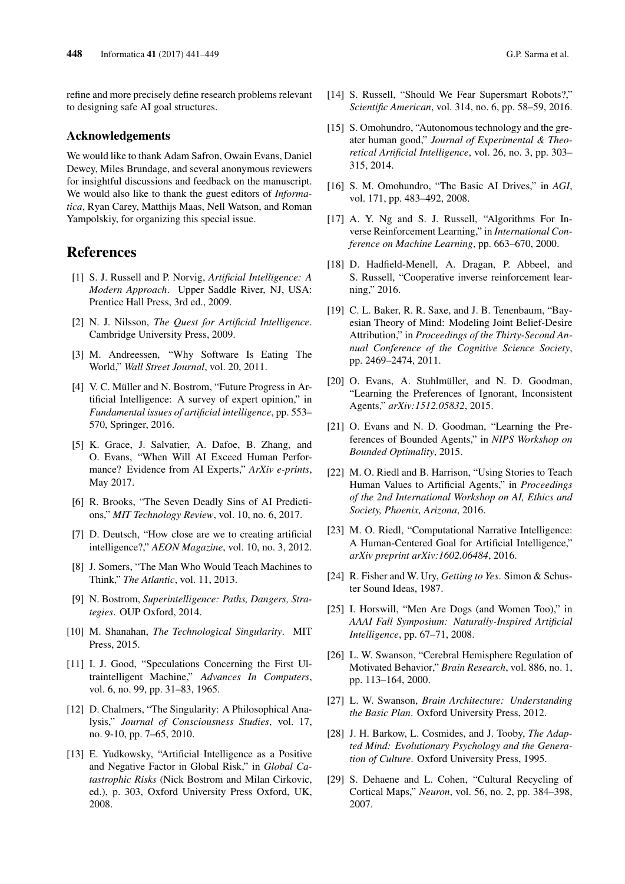refine and more precisely define research problems relevant to designing safe AI goal structures.

## Acknowledgements

We would like to thank Adam Safron, Owain Evans, Daniel Dewey, Miles Brundage, and several anonymous reviewers for insightful discussions and feedback on the manuscript. We would also like to thank the guest editors of *Informatica*, Ryan Carey, Matthijs Maas, Nell Watson, and Roman Yampolskiy, for organizing this special issue.

# References

[1] S. J. Russell and P. Norvig, *Artificial Intelligence: A Modern Approach*. Upper Saddle River, NJ, USA: Prentice Hall Press, 3rd ed., 2009.

[2] N. J. Nilsson, *The Quest for Artificial Intelligence*. Cambridge University Press, 2009.

[3] M. Andreessen, "Why Software Is Eating The World," *Wall Street Journal*, vol. 20, 2011.

[4] V. C. Müller and N. Bostrom, "Future Progress in Artificial Intelligence: A survey of expert opinion," in *Fundamental issues of artificial intelligence*, pp. 553–570, Springer, 2016.

[5] K. Grace, J. Salvatier, A. Dafoe, B. Zhang, and O. Evans, "When Will AI Exceed Human Performance? Evidence from AI Experts," *ArXiv e-prints*, May 2017.

[6] R. Brooks, "The Seven Deadly Sins of AI Predictions," *MIT Technology Review*, vol. 10, no. 6, 2017.

[7] D. Deutsch, "How close are we to creating artificial intelligence?," *AEON Magazine*, vol. 10, no. 3, 2012.

[8] J. Somers, "The Man Who Would Teach Machines to Think," *The Atlantic*, vol. 11, 2013.

[9] N. Bostrom, *Superintelligence: Paths, Dangers, Strategies*. OUP Oxford, 2014.

[10] M. Shanahan, *The Technological Singularity*. MIT Press, 2015.

[11] I. J. Good, "Speculations Concerning the First Ultraintelligent Machine," *Advances In Computers*, vol. 6, no. 99, pp. 31–83, 1965.

[12] D. Chalmers, "The Singularity: A Philosophical Analysis," *Journal of Consciousness Studies*, vol. 17, no. 9-10, pp. 7–65, 2010.

[13] E. Yudkowsky, "Artificial Intelligence as a Positive and Negative Factor in Global Risk," in *Global Catastrophic Risks* (Nick Bostrom and Milan Cirkovic, ed.), p. 303, Oxford University Press Oxford, UK, 2008.

[14] S. Russell, "Should We Fear Supersmart Robots?," *Scientific American*, vol. 314, no. 6, pp. 58–59, 2016.

[15] S. Omohundro, "Autonomous technology and the greater human good," *Journal of Experimental & Theoretical Artificial Intelligence*, vol. 26, no. 3, pp. 303–315, 2014.

[16] S. M. Omohundro, "The Basic AI Drives," in *AGI*, vol. 171, pp. 483–492, 2008.

[17] A. Y. Ng and S. J. Russell, "Algorithms For Inverse Reinforcement Learning," in *International Conference on Machine Learning*, pp. 663–670, 2000.

[18] D. Hadfield-Menell, A. Dragan, P. Abbeel, and S. Russell, "Cooperative inverse reinforcement learning," 2016.

[19] C. L. Baker, R. R. Saxe, and J. B. Tenenbaum, "Bayesian Theory of Mind: Modeling Joint Belief-Desire Attribution," in *Proceedings of the Thirty-Second Annual Conference of the Cognitive Science Society*, pp. 2469–2474, 2011.

[20] O. Evans, A. Stuhlmüller, and N. D. Goodman, "Learning the Preferences of Ignorant, Inconsistent Agents," *arXiv:1512.05832*, 2015.

[21] O. Evans and N. D. Goodman, "Learning the Preferences of Bounded Agents," in *NIPS Workshop on Bounded Optimality*, 2015.

[22] M. O. Riedl and B. Harrison, "Using Stories to Teach Human Values to Artificial Agents," in *Proceedings of the 2nd International Workshop on AI, Ethics and Society, Phoenix, Arizona*, 2016.

[23] M. O. Riedl, "Computational Narrative Intelligence: A Human-Centered Goal for Artificial Intelligence," *arXiv preprint arXiv:1602.06484*, 2016.

[24] R. Fisher and W. Ury, *Getting to Yes*. Simon & Schuster Sound Ideas, 1987.

[25] I. Horswill, "Men Are Dogs (and Women Too)," in *AAAI Fall Symposium: Naturally-Inspired Artificial Intelligence*, pp. 67–71, 2008.

[26] L. W. Swanson, "Cerebral Hemisphere Regulation of Motivated Behavior," *Brain Research*, vol. 886, no. 1, pp. 113–164, 2000.

[27] L. W. Swanson, *Brain Architecture: Understanding the Basic Plan*. Oxford University Press, 2012.

[28] J. H. Barkow, L. Cosmides, and J. Tooby, *The Adapted Mind: Evolutionary Psychology and the Generation of Culture*. Oxford University Press, 1995.

[29] S. Dehaene and L. Cohen, "Cultural Recycling of Cortical Maps," *Neuron*, vol. 56, no. 2, pp. 384–398, 2007.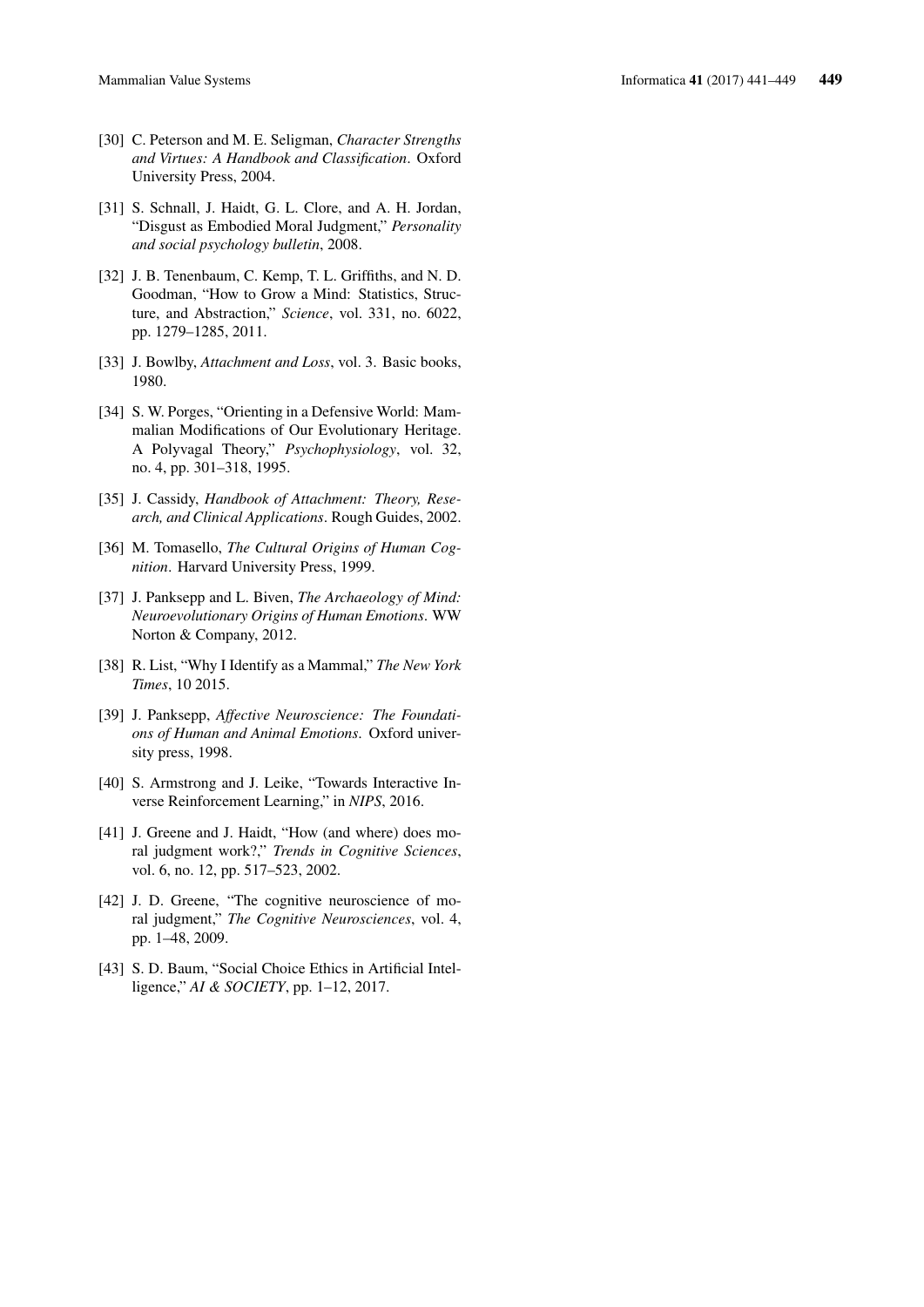[30] C. Peterson and M. E. Seligman, *Character Strengths and Virtues: A Handbook and Classification*. Oxford University Press, 2004.

[31] S. Schnall, J. Haidt, G. L. Clore, and A. H. Jordan, "Disgust as Embodied Moral Judgment," *Personality and social psychology bulletin*, 2008.

[32] J. B. Tenenbaum, C. Kemp, T. L. Griffiths, and N. D. Goodman, "How to Grow a Mind: Statistics, Structure, and Abstraction," *Science*, vol. 331, no. 6022, pp. 1279–1285, 2011.

[33] J. Bowlby, *Attachment and Loss*, vol. 3. Basic books, 1980.

[34] S. W. Porges, "Orienting in a Defensive World: Mammalian Modifications of Our Evolutionary Heritage. A Polyvagal Theory," *Psychophysiology*, vol. 32, no. 4, pp. 301–318, 1995.

[35] J. Cassidy, *Handbook of Attachment: Theory, Research, and Clinical Applications*. Rough Guides, 2002.

[36] M. Tomasello, *The Cultural Origins of Human Cognition*. Harvard University Press, 1999.

[37] J. Panksepp and L. Biven, *The Archaeology of Mind: Neuroevolutionary Origins of Human Emotions*. WW Norton & Company, 2012.

[38] R. List, "Why I Identify as a Mammal," *The New York Times*, 10 2015.

[39] J. Panksepp, *Affective Neuroscience: The Foundations of Human and Animal Emotions*. Oxford university press, 1998.

[40] S. Armstrong and J. Leike, "Towards Interactive Inverse Reinforcement Learning," in *NIPS*, 2016.

[41] J. Greene and J. Haidt, "How (and where) does moral judgment work?," *Trends in Cognitive Sciences*, vol. 6, no. 12, pp. 517–523, 2002.

[42] J. D. Greene, "The cognitive neuroscience of moral judgment," *The Cognitive Neurosciences*, vol. 4, pp. 1–48, 2009.

[43] S. D. Baum, "Social Choice Ethics in Artificial Intelligence," *AI & SOCIETY*, pp. 1–12, 2017.